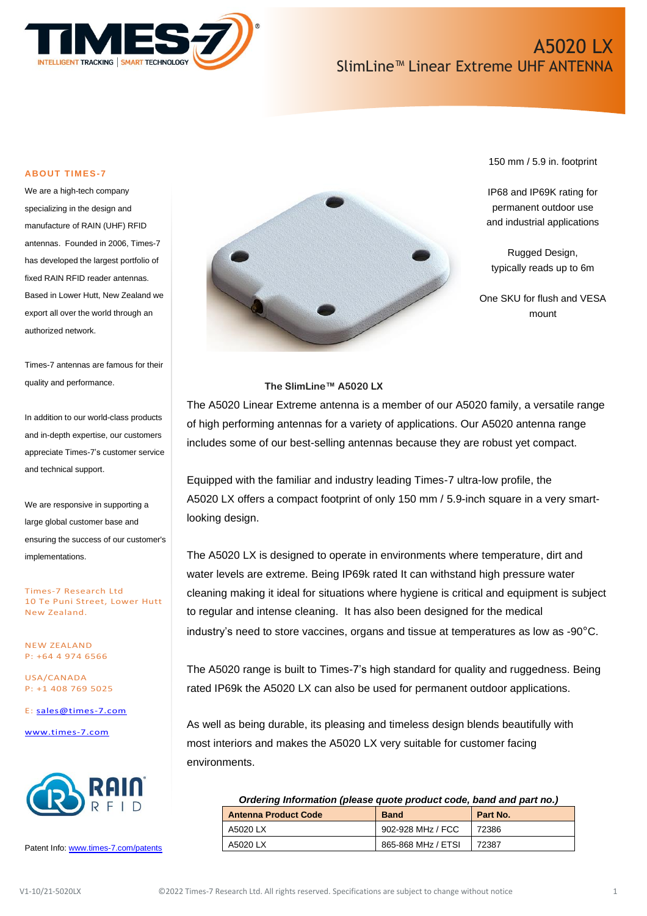# A5020 LX

## SlimLine™ Linear Extreme UHF ANTENNA

### ABOUT TIMES-7

We are a high-tech company specializing in the design and manufacture of RAIN (UHF) RFID antennas. Founded in 2006, Times-7 has developed the largest portfolio of fixed RAIN RFID reader antennas. Based in Lower Hutt, New Zealand we export all over the world through an authorized network.

Times-7 antennas are famous for their quality and performance.

In addition to our world-class products and in-depth expertise, our customers appreciate Times-7's customer service and technical support.

We are responsive in supporting a large global customer base and ensuring the success of our customer's implementations.

Times-7 Research Ltd
10 Te Puni Street, Lower Hutt
New Zealand.

NEW ZEALAND
P: +64 4 974 6566

USA/CANADA
P: +1 408 769 5025

E: sales@times-7.com

www.times-7.com

Patent Info: www.times-7.com/patents

150 mm / 5.9 in. footprint

IP68 and IP69K rating for permanent outdoor use and industrial applications

Rugged Design, typically reads up to 6m

One SKU for flush and VESA mount

**The SlimLine™ A5020 LX**

The A5020 Linear Extreme antenna is a member of our A5020 family, a versatile range of high performing antennas for a variety of applications. Our A5020 antenna range includes some of our best-selling antennas because they are robust yet compact.

Equipped with the familiar and industry leading Times-7 ultra-low profile, the A5020 LX offers a compact footprint of only 150 mm / 5.9-inch square in a very smart-looking design.

The A5020 LX is designed to operate in environments where temperature, dirt and water levels are extreme. Being IP69k rated It can withstand high pressure water cleaning making it ideal for situations where hygiene is critical and equipment is subject to regular and intense cleaning. It has also been designed for the medical industry's need to store vaccines, organs and tissue at temperatures as low as -90°C.

The A5020 range is built to Times-7's high standard for quality and ruggedness. Being rated IP69k the A5020 LX can also be used for permanent outdoor applications.

As well as being durable, its pleasing and timeless design blends beautifully with most interiors and makes the A5020 LX very suitable for customer facing environments.

***Ordering Information (please quote product code, band and part no.)***

| Antenna Product Code | Band | Part No. |
|---|---|---|
| A5020 LX | 902-928 MHz / FCC | 72386 |
| A5020 LX | 865-868 MHz / ETSI | 72387 |

V1-10/21-5020LX ©2022 Times-7 Research Ltd. All rights reserved. Specifications are subject to change without notice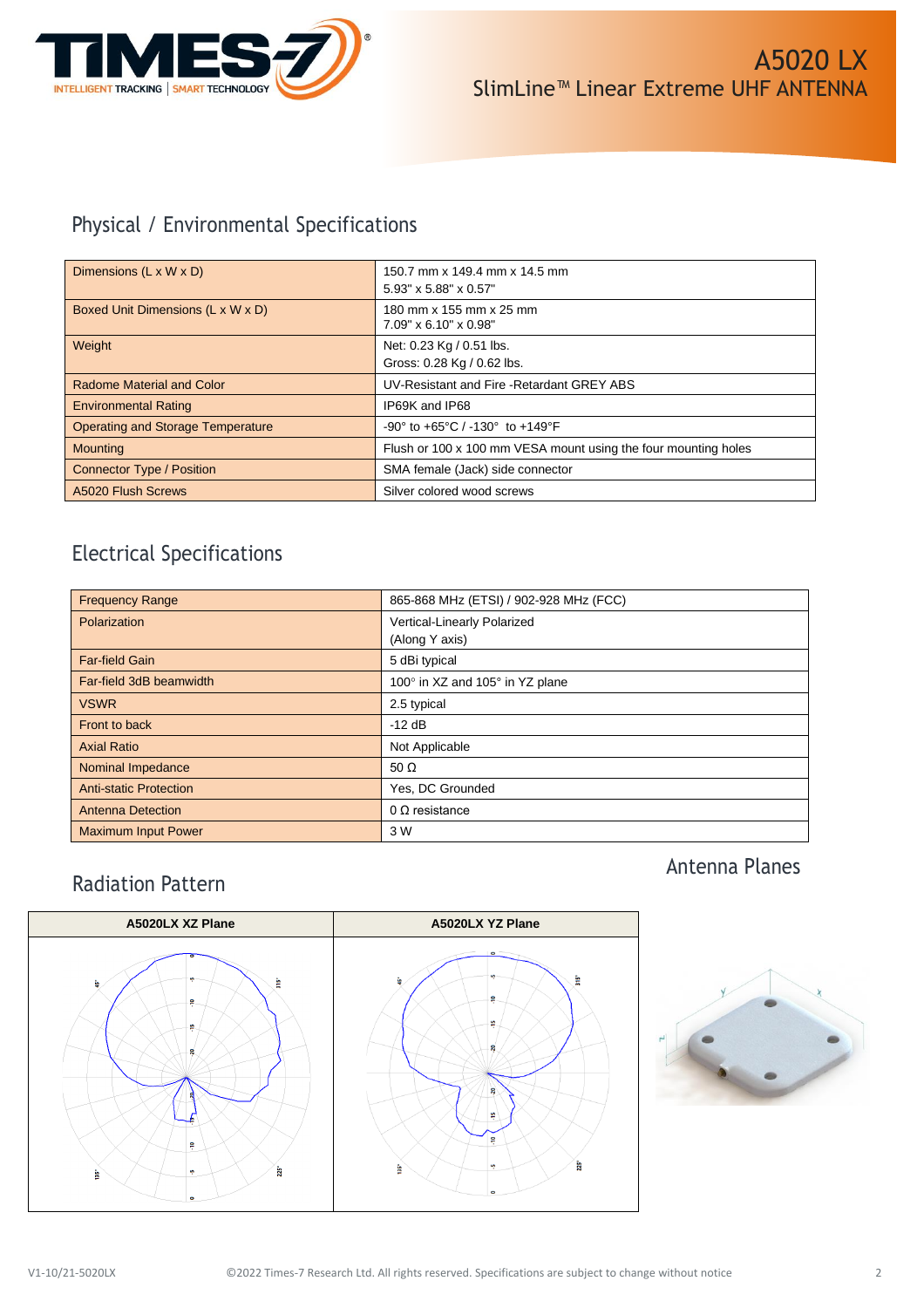# A5020 LX
## SlimLine™ Linear Extreme UHF ANTENNA

## Physical / Environmental Specifications

| | |
|---|---|
| Dimensions (L x W x D) | 150.7 mm x 149.4 mm x 14.5 mm<br>5.93" x 5.88" x 0.57" |
| Boxed Unit Dimensions (L x W x D) | 180 mm x 155 mm x 25 mm<br>7.09" x 6.10" x 0.98" |
| Weight | Net: 0.23 Kg / 0.51 lbs.<br>Gross: 0.28 Kg / 0.62 lbs. |
| Radome Material and Color | UV-Resistant and Fire -Retardant GREY ABS |
| Environmental Rating | IP69K and IP68 |
| Operating and Storage Temperature | -90° to +65°C / -130° to +149°F |
| Mounting | Flush or 100 x 100 mm VESA mount using the four mounting holes |
| Connector Type / Position | SMA female (Jack) side connector |
| A5020 Flush Screws | Silver colored wood screws |

## Electrical Specifications

| | |
|---|---|
| Frequency Range | 865-868 MHz (ETSI) / 902-928 MHz (FCC) |
| Polarization | Vertical-Linearly Polarized<br>(Along Y axis) |
| Far-field Gain | 5 dBi typical |
| Far-field 3dB beamwidth | 100° in XZ and 105° in YZ plane |
| VSWR | 2.5 typical |
| Front to back | -12 dB |
| Axial Ratio | Not Applicable |
| Nominal Impedance | 50 Ω |
| Anti-static Protection | Yes, DC Grounded |
| Antenna Detection | 0 Ω resistance |
| Maximum Input Power | 3 W |

## Radiation Pattern

| A5020LX XZ Plane | A5020LX YZ Plane |
|---|---|
| | |

## Antenna Planes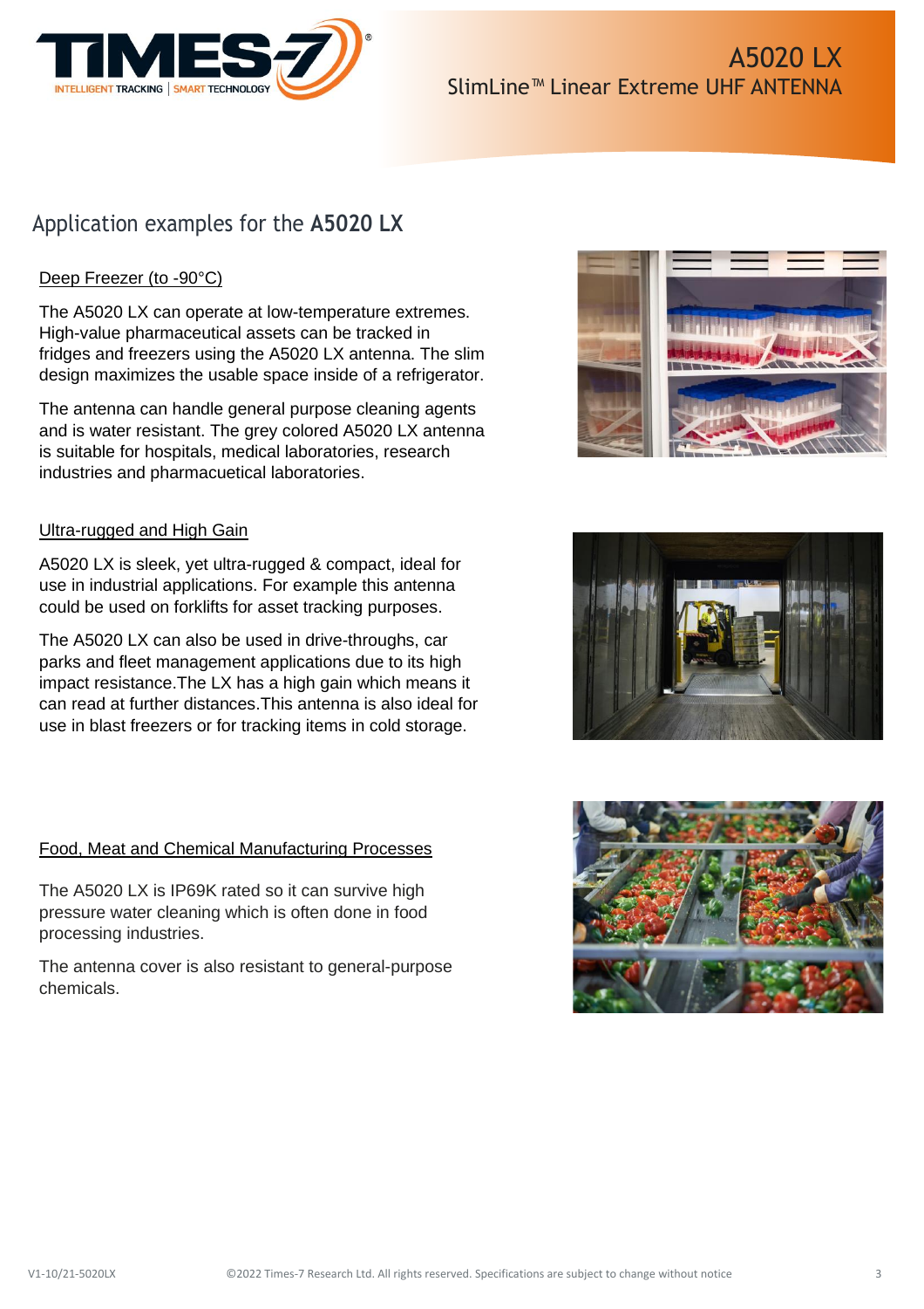# A5020 LX

SlimLine™ Linear Extreme UHF ANTENNA

## Application examples for the **A5020 LX**

### Deep Freezer (to -90°C)

The A5020 LX can operate at low-temperature extremes. High-value pharmaceutical assets can be tracked in fridges and freezers using the A5020 LX antenna. The slim design maximizes the usable space inside of a refrigerator.

The antenna can handle general purpose cleaning agents and is water resistant. The grey colored A5020 LX antenna is suitable for hospitals, medical laboratories, research industries and pharmaceutical laboratories.

### Ultra-rugged and High Gain

A5020 LX is sleek, yet ultra-rugged & compact, ideal for use in industrial applications. For example this antenna could be used on forklifts for asset tracking purposes.

The A5020 LX can also be used in drive-throughs, car parks and fleet management applications due to its high impact resistance.The LX has a high gain which means it can read at further distances.This antenna is also ideal for use in blast freezers or for tracking items in cold storage.

### Food, Meat and Chemical Manufacturing Processes

The A5020 LX is IP69K rated so it can survive high pressure water cleaning which is often done in food processing industries.

The antenna cover is also resistant to general-purpose chemicals.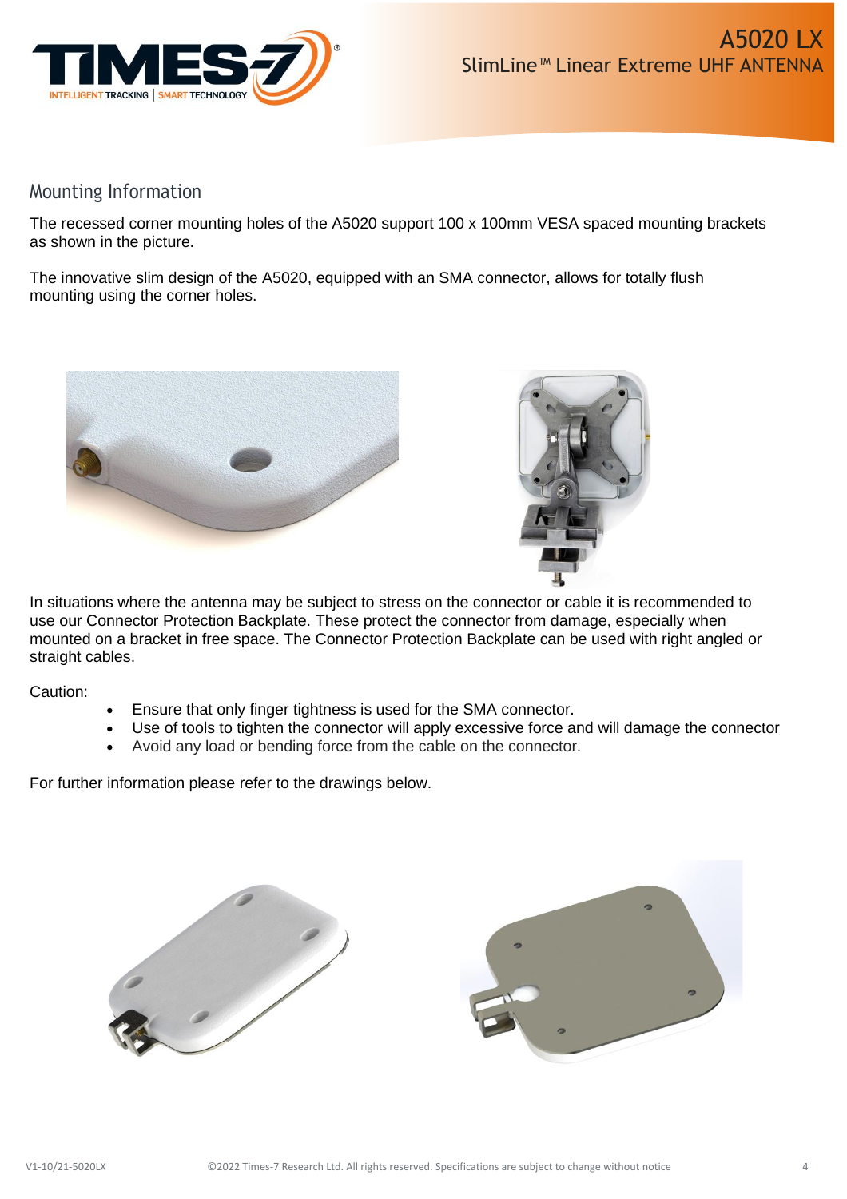## Mounting Information

The recessed corner mounting holes of the A5020 support 100 x 100mm VESA spaced mounting brackets as shown in the picture.

The innovative slim design of the A5020, equipped with an SMA connector, allows for totally flush mounting using the corner holes.

In situations where the antenna may be subject to stress on the connector or cable it is recommended to use our Connector Protection Backplate. These protect the connector from damage, especially when mounted on a bracket in free space. The Connector Protection Backplate can be used with right angled or straight cables.

Caution:

- Ensure that only finger tightness is used for the SMA connector.
- Use of tools to tighten the connector will apply excessive force and will damage the connector
- Avoid any load or bending force from the cable on the connector.

For further information please refer to the drawings below.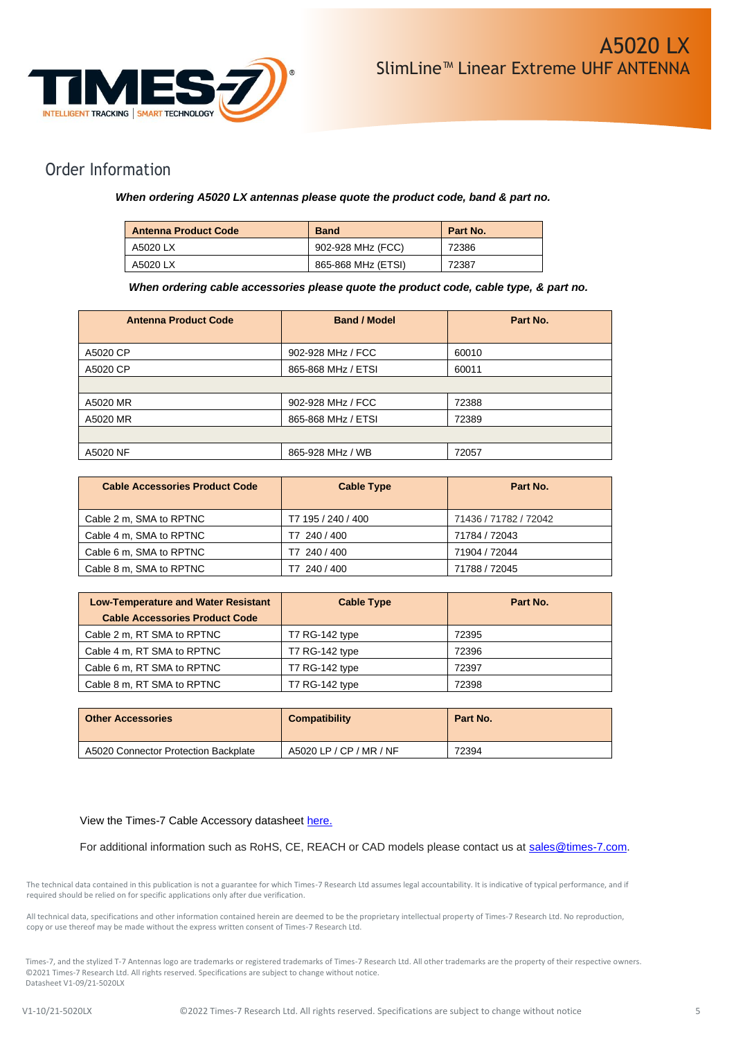# A5020 LX
## SlimLine™ Linear Extreme UHF ANTENNA

## Order Information

***When ordering A5020 LX antennas please quote the product code, band & part no.***

| Antenna Product Code | Band | Part No. |
|---|---|---|
| A5020 LX | 902-928 MHz (FCC) | 72386 |
| A5020 LX | 865-868 MHz (ETSI) | 72387 |

***When ordering cable accessories please quote the product code, cable type, & part no.***

| Antenna Product Code | Band / Model | Part No. |
|---|---|---|
| A5020 CP | 902-928 MHz / FCC | 60010 |
| A5020 CP | 865-868 MHz / ETSI | 60011 |
| | | |
| A5020 MR | 902-928 MHz / FCC | 72388 |
| A5020 MR | 865-868 MHz / ETSI | 72389 |
| | | |
| A5020 NF | 865-928 MHz / WB | 72057 |

| Cable Accessories Product Code | Cable Type | Part No. |
|---|---|---|
| Cable 2 m, SMA to RPTNC | T7 195 / 240 / 400 | 71436 / 71782 / 72042 |
| Cable 4 m, SMA to RPTNC | T7 240 / 400 | 71784 / 72043 |
| Cable 6 m, SMA to RPTNC | T7 240 / 400 | 71904 / 72044 |
| Cable 8 m, SMA to RPTNC | T7 240 / 400 | 71788 / 72045 |

| Low-Temperature and Water Resistant Cable Accessories Product Code | Cable Type | Part No. |
|---|---|---|
| Cable 2 m, RT SMA to RPTNC | T7 RG-142 type | 72395 |
| Cable 4 m, RT SMA to RPTNC | T7 RG-142 type | 72396 |
| Cable 6 m, RT SMA to RPTNC | T7 RG-142 type | 72397 |
| Cable 8 m, RT SMA to RPTNC | T7 RG-142 type | 72398 |

| Other Accessories | Compatibility | Part No. |
|---|---|---|
| A5020 Connector Protection Backplate | A5020 LP / CP / MR / NF | 72394 |

View the Times-7 Cable Accessory datasheet here.

For additional information such as RoHS, CE, REACH or CAD models please contact us at sales@times-7.com.

The technical data contained in this publication is not a guarantee for which Times-7 Research Ltd assumes legal accountability. It is indicative of typical performance, and if required should be relied on for specific applications only after due verification.

All technical data, specifications and other information contained herein are deemed to be the proprietary intellectual property of Times-7 Research Ltd. No reproduction, copy or use thereof may be made without the express written consent of Times-7 Research Ltd.

Times-7, and the stylized T-7 Antennas logo are trademarks or registered trademarks of Times-7 Research Ltd. All other trademarks are the property of their respective owners.
©2021 Times-7 Research Ltd. All rights reserved. Specifications are subject to change without notice.
Datasheet V1-09/21-5020LX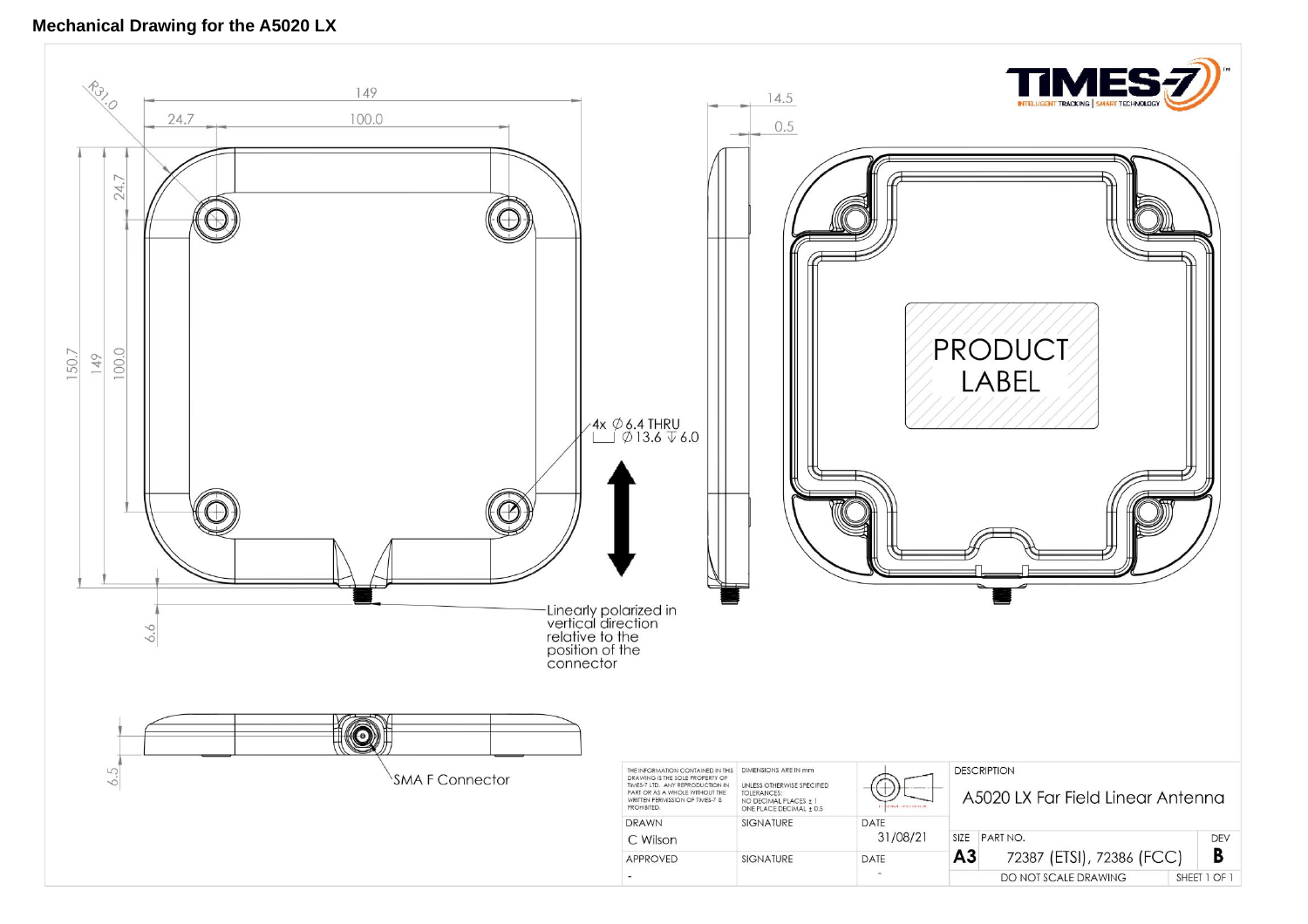# Mechanical Drawing for the A5020 LX

R31.0

149

24.7

100.0

14.5

0.5

150.7

149

100.0

24.7

4x ⌀ 6.4 THRU
⌴ ⌀ 13.6 ↧ 6.0

Linearly polarized in vertical direction relative to the position of the connector

6.6

6.5

SMA F Connector

PRODUCT LABEL

TIMES-7™
INTELLIGENT TRACKING | SMART TECHNOLOGY

| THE INFORMATION CONTAINED IN THIS DRAWING IS THE SOLE PROPERTY OF TIMES-7 LTD. ANY REPRODUCTION IN PART OR AS A WHOLE WITHOUT THE WRITTEN PERMISSION OF TIMES-7 IS PROHIBITED. | DIMENSIONS ARE IN mm<br>UNLESS OTHERWISE SPECIFIED<br>TOLERANCES:<br>NO DECIMAL PLACES ± 1<br>ONE PLACE DECIMAL ± 0.5 | | DESCRIPTION<br>A5020 LX Far Field Linear Antenna | |
|---|---|---|---|---|
| DRAWN<br>C Wilson | SIGNATURE | DATE<br>31/08/21 | SIZE A3 · PART NO. 72387 (ETSI), 72386 (FCC) | DEV B |
| APPROVED<br>- | SIGNATURE | DATE<br>- | DO NOT SCALE DRAWING | SHEET 1 OF 1 |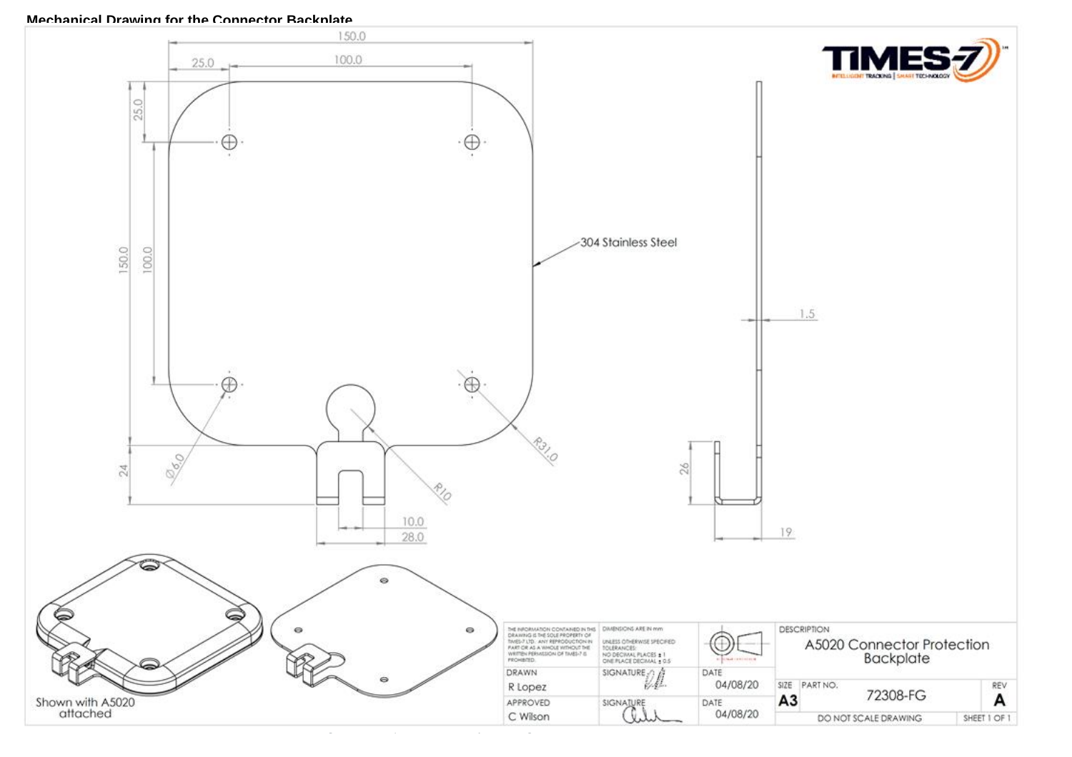**Mechanical Drawing for the Connector Backplate**

150.0
25.0
100.0
25.0
150.0
100.0
304 Stainless Steel
1.5
24
Ø6.0
R31.0
R10
10.0
28.0
26
19

TIMES-7
INTELLIGENT TRACKING | SMART TECHNOLOGY

Shown with A5020 attached

| | | | |
|---|---|---|---|
| THE INFORMATION CONTAINED IN THIS DRAWING IS THE SOLE PROPERTY OF TIMES-7 LTD. ANY REPRODUCTION IN PART OR AS A WHOLE WITHOUT THE WRITTEN PERMISSION OF TIMES-7 IS PROHIBITED. | DIMENSIONS ARE IN mm UNLESS OTHERWISE SPECIFIED TOLERANCES: NO DECIMAL PLACES ± 1 ONE PLACE DECIMAL ± 0.5 | | DESCRIPTION A5020 Connector Protection Backplate |
| DRAWN R Lopez | SIGNATURE | DATE 04/08/20 | SIZE A3 PART NO. 72308-FG REV A |
| APPROVED C Wilson | SIGNATURE | DATE 04/08/20 | DO NOT SCALE DRAWING SHEET 1 OF 1 |